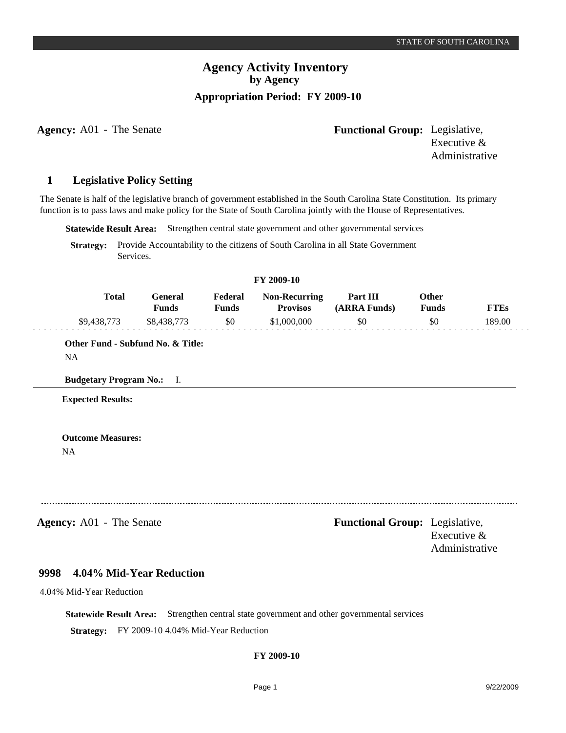# Agency Activity Inventory
## by Agency
### Appropriation Period: FY 2009-10

**Agency:** A01 - The Senate

**Functional Group:** Legislative, Executive & Administrative

## 1 Legislative Policy Setting

The Senate is half of the legislative branch of government established in the South Carolina State Constitution. Its primary function is to pass laws and make policy for the State of South Carolina jointly with the House of Representatives.

**Statewide Result Area:** Strengthen central state government and other governmental services

**Strategy:** Provide Accountability to the citizens of South Carolina in all State Government Services.

**FY 2009-10**

| Total | General Funds | Federal Funds | Non-Recurring Provisos | Part III (ARRA Funds) | Other Funds | FTEs |
|---|---|---|---|---|---|---|
| $9,438,773 | $8,438,773 | $0 | $1,000,000 | $0 | $0 | 189.00 |

**Other Fund - Subfund No. & Title:**

NA

**Budgetary Program No.:** I.

**Expected Results:**

**Outcome Measures:**

NA

---

**Agency:** A01 - The Senate

**Functional Group:** Legislative, Executive & Administrative

## 9998 4.04% Mid-Year Reduction

4.04% Mid-Year Reduction

**Statewide Result Area:** Strengthen central state government and other governmental services

**Strategy:** FY 2009-10 4.04% Mid-Year Reduction

**FY 2009-10**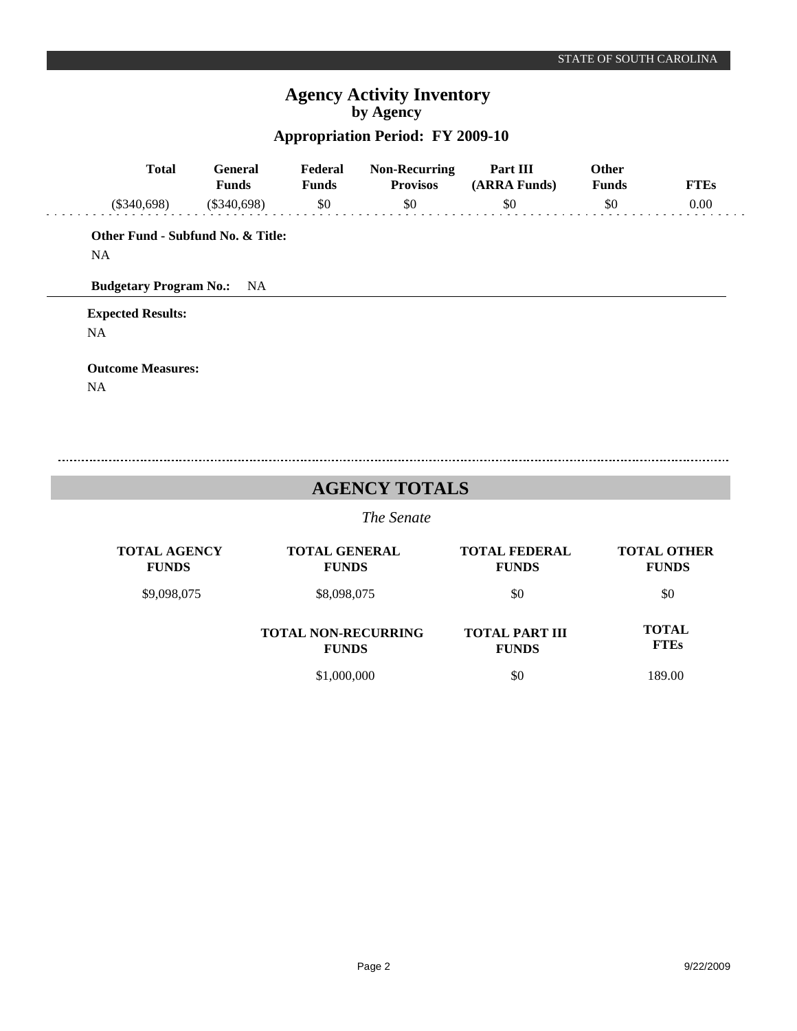# Agency Activity Inventory
## by Agency

### Appropriation Period: FY 2009-10

| Total | General Funds | Federal Funds | Non-Recurring Provisos | Part III (ARRA Funds) | Other Funds | FTEs |
|---|---|---|---|---|---|---|
| ($340,698) | ($340,698) | $0 | $0 | $0 | $0 | 0.00 |

**Other Fund - Subfund No. & Title:**

NA

**Budgetary Program No.:** NA

**Expected Results:**

NA

**Outcome Measures:**

NA

## AGENCY TOTALS

*The Senate*

| TOTAL AGENCY FUNDS | TOTAL GENERAL FUNDS | TOTAL FEDERAL FUNDS | TOTAL OTHER FUNDS |
|---|---|---|---|
| $9,098,075 | $8,098,075 | $0 | $0 |
| | **TOTAL NON-RECURRING FUNDS** | **TOTAL PART III FUNDS** | **TOTAL FTEs** |
| | $1,000,000 | $0 | 189.00 |